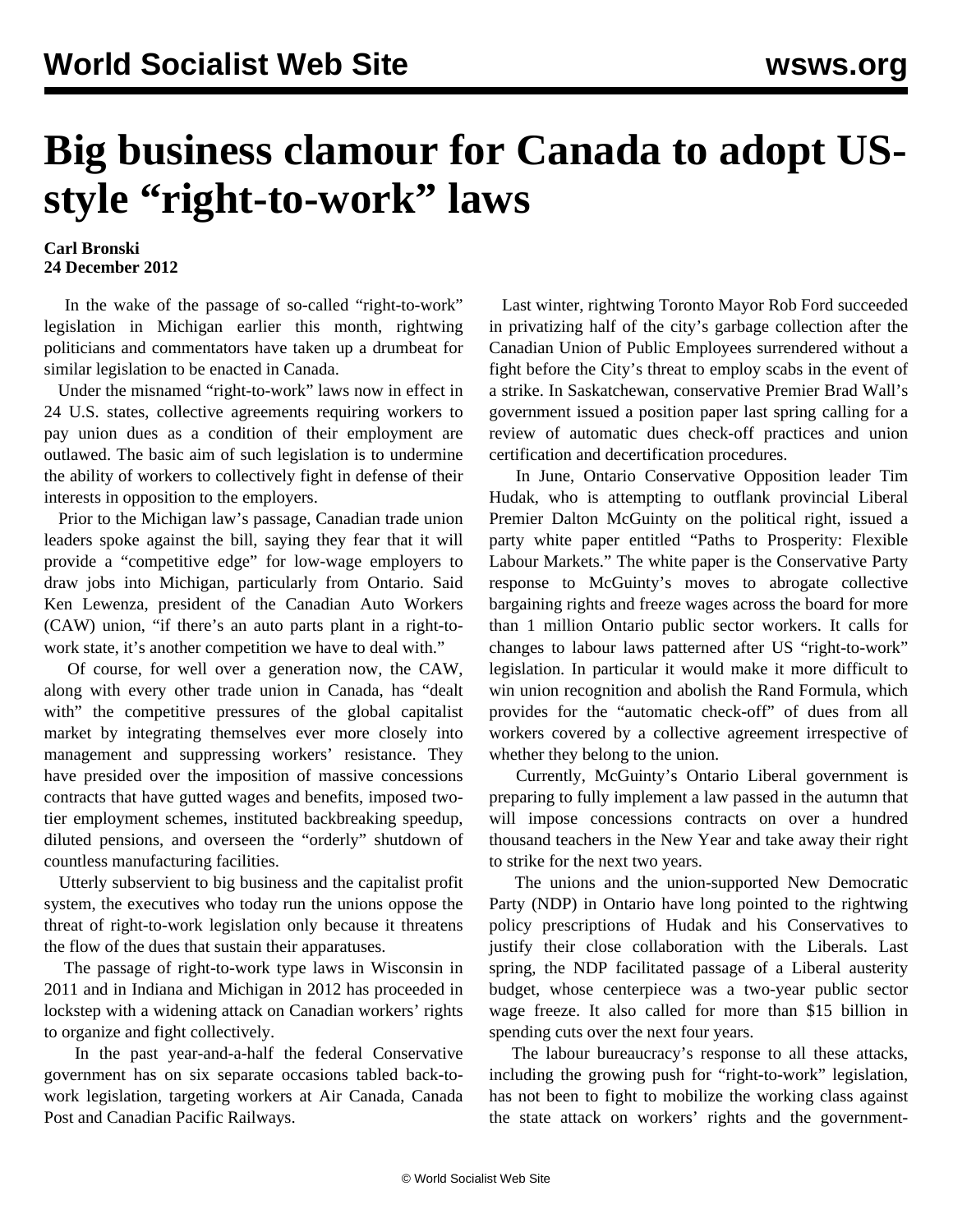# Big business clamour for Canada to adopt US-style "right-to-work" laws

**Carl Bronski**
**24 December 2012**

In the wake of the passage of so-called "right-to-work" legislation in Michigan earlier this month, rightwing politicians and commentators have taken up a drumbeat for similar legislation to be enacted in Canada.

Under the misnamed "right-to-work" laws now in effect in 24 U.S. states, collective agreements requiring workers to pay union dues as a condition of their employment are outlawed. The basic aim of such legislation is to undermine the ability of workers to collectively fight in defense of their interests in opposition to the employers.

Prior to the Michigan law's passage, Canadian trade union leaders spoke against the bill, saying they fear that it will provide a "competitive edge" for low-wage employers to draw jobs into Michigan, particularly from Ontario. Said Ken Lewenza, president of the Canadian Auto Workers (CAW) union, "if there's an auto parts plant in a right-to-work state, it's another competition we have to deal with."

Of course, for well over a generation now, the CAW, along with every other trade union in Canada, has "dealt with" the competitive pressures of the global capitalist market by integrating themselves ever more closely into management and suppressing workers' resistance. They have presided over the imposition of massive concessions contracts that have gutted wages and benefits, imposed two-tier employment schemes, instituted backbreaking speedup, diluted pensions, and overseen the "orderly" shutdown of countless manufacturing facilities.

Utterly subservient to big business and the capitalist profit system, the executives who today run the unions oppose the threat of right-to-work legislation only because it threatens the flow of the dues that sustain their apparatuses.

The passage of right-to-work type laws in Wisconsin in 2011 and in Indiana and Michigan in 2012 has proceeded in lockstep with a widening attack on Canadian workers' rights to organize and fight collectively.

In the past year-and-a-half the federal Conservative government has on six separate occasions tabled back-to-work legislation, targeting workers at Air Canada, Canada Post and Canadian Pacific Railways.

Last winter, rightwing Toronto Mayor Rob Ford succeeded in privatizing half of the city's garbage collection after the Canadian Union of Public Employees surrendered without a fight before the City's threat to employ scabs in the event of a strike. In Saskatchewan, conservative Premier Brad Wall's government issued a position paper last spring calling for a review of automatic dues check-off practices and union certification and decertification procedures.

In June, Ontario Conservative Opposition leader Tim Hudak, who is attempting to outflank provincial Liberal Premier Dalton McGuinty on the political right, issued a party white paper entitled "Paths to Prosperity: Flexible Labour Markets." The white paper is the Conservative Party response to McGuinty's moves to abrogate collective bargaining rights and freeze wages across the board for more than 1 million Ontario public sector workers. It calls for changes to labour laws patterned after US "right-to-work" legislation. In particular it would make it more difficult to win union recognition and abolish the Rand Formula, which provides for the "automatic check-off" of dues from all workers covered by a collective agreement irrespective of whether they belong to the union.

Currently, McGuinty's Ontario Liberal government is preparing to fully implement a law passed in the autumn that will impose concessions contracts on over a hundred thousand teachers in the New Year and take away their right to strike for the next two years.

The unions and the union-supported New Democratic Party (NDP) in Ontario have long pointed to the rightwing policy prescriptions of Hudak and his Conservatives to justify their close collaboration with the Liberals. Last spring, the NDP facilitated passage of a Liberal austerity budget, whose centerpiece was a two-year public sector wage freeze. It also called for more than $15 billion in spending cuts over the next four years.

The labour bureaucracy's response to all these attacks, including the growing push for "right-to-work" legislation, has not been to fight to mobilize the working class against the state attack on workers' rights and the government-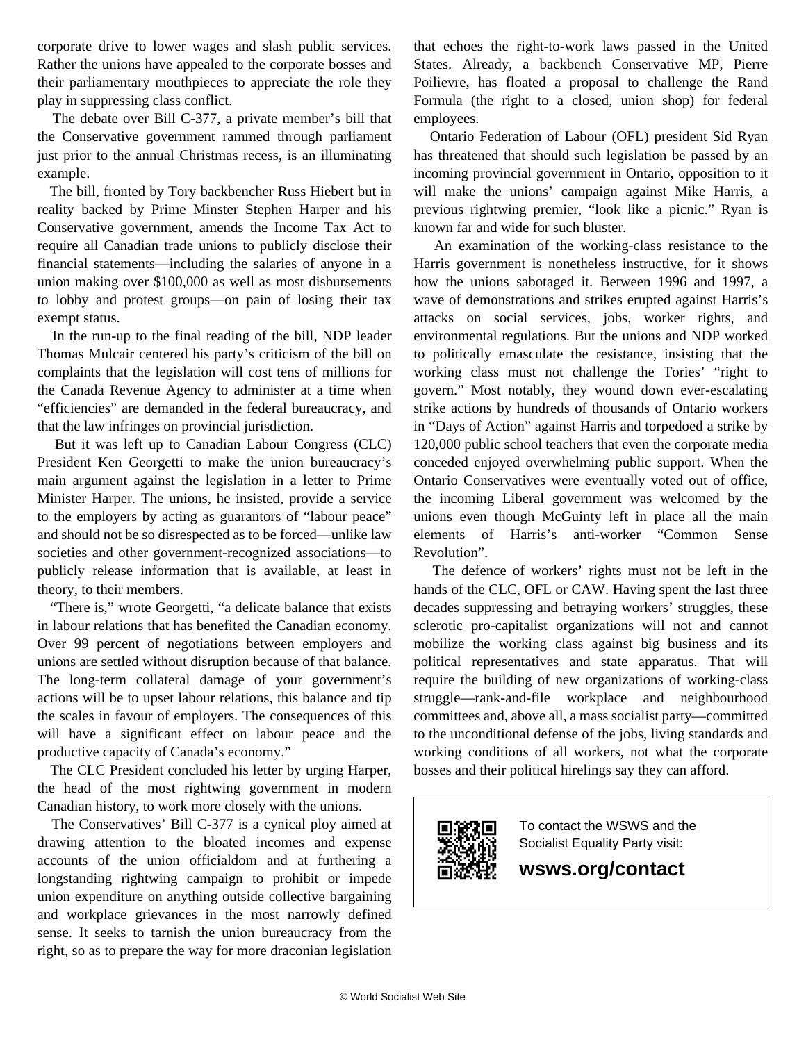corporate drive to lower wages and slash public services. Rather the unions have appealed to the corporate bosses and their parliamentary mouthpieces to appreciate the role they play in suppressing class conflict.

The debate over Bill C-377, a private member's bill that the Conservative government rammed through parliament just prior to the annual Christmas recess, is an illuminating example.

The bill, fronted by Tory backbencher Russ Hiebert but in reality backed by Prime Minster Stephen Harper and his Conservative government, amends the Income Tax Act to require all Canadian trade unions to publicly disclose their financial statements—including the salaries of anyone in a union making over $100,000 as well as most disbursements to lobby and protest groups—on pain of losing their tax exempt status.

In the run-up to the final reading of the bill, NDP leader Thomas Mulcair centered his party's criticism of the bill on complaints that the legislation will cost tens of millions for the Canada Revenue Agency to administer at a time when "efficiencies" are demanded in the federal bureaucracy, and that the law infringes on provincial jurisdiction.

But it was left up to Canadian Labour Congress (CLC) President Ken Georgetti to make the union bureaucracy's main argument against the legislation in a letter to Prime Minister Harper. The unions, he insisted, provide a service to the employers by acting as guarantors of "labour peace" and should not be so disrespected as to be forced—unlike law societies and other government-recognized associations—to publicly release information that is available, at least in theory, to their members.

"There is," wrote Georgetti, "a delicate balance that exists in labour relations that has benefited the Canadian economy. Over 99 percent of negotiations between employers and unions are settled without disruption because of that balance. The long-term collateral damage of your government's actions will be to upset labour relations, this balance and tip the scales in favour of employers. The consequences of this will have a significant effect on labour peace and the productive capacity of Canada's economy."

The CLC President concluded his letter by urging Harper, the head of the most rightwing government in modern Canadian history, to work more closely with the unions.

The Conservatives' Bill C-377 is a cynical ploy aimed at drawing attention to the bloated incomes and expense accounts of the union officialdom and at furthering a longstanding rightwing campaign to prohibit or impede union expenditure on anything outside collective bargaining and workplace grievances in the most narrowly defined sense. It seeks to tarnish the union bureaucracy from the right, so as to prepare the way for more draconian legislation that echoes the right-to-work laws passed in the United States. Already, a backbench Conservative MP, Pierre Poilievre, has floated a proposal to challenge the Rand Formula (the right to a closed, union shop) for federal employees.

Ontario Federation of Labour (OFL) president Sid Ryan has threatened that should such legislation be passed by an incoming provincial government in Ontario, opposition to it will make the unions' campaign against Mike Harris, a previous rightwing premier, "look like a picnic." Ryan is known far and wide for such bluster.

An examination of the working-class resistance to the Harris government is nonetheless instructive, for it shows how the unions sabotaged it. Between 1996 and 1997, a wave of demonstrations and strikes erupted against Harris's attacks on social services, jobs, worker rights, and environmental regulations. But the unions and NDP worked to politically emasculate the resistance, insisting that the working class must not challenge the Tories' "right to govern." Most notably, they wound down ever-escalating strike actions by hundreds of thousands of Ontario workers in "Days of Action" against Harris and torpedoed a strike by 120,000 public school teachers that even the corporate media conceded enjoyed overwhelming public support. When the Ontario Conservatives were eventually voted out of office, the incoming Liberal government was welcomed by the unions even though McGuinty left in place all the main elements of Harris's anti-worker "Common Sense Revolution".

The defence of workers' rights must not be left in the hands of the CLC, OFL or CAW. Having spent the last three decades suppressing and betraying workers' struggles, these sclerotic pro-capitalist organizations will not and cannot mobilize the working class against big business and its political representatives and state apparatus. That will require the building of new organizations of working-class struggle—rank-and-file workplace and neighbourhood committees and, above all, a mass socialist party—committed to the unconditional defense of the jobs, living standards and working conditions of all workers, not what the corporate bosses and their political hirelings say they can afford.

To contact the WSWS and the Socialist Equality Party visit:

**wsws.org/contact**